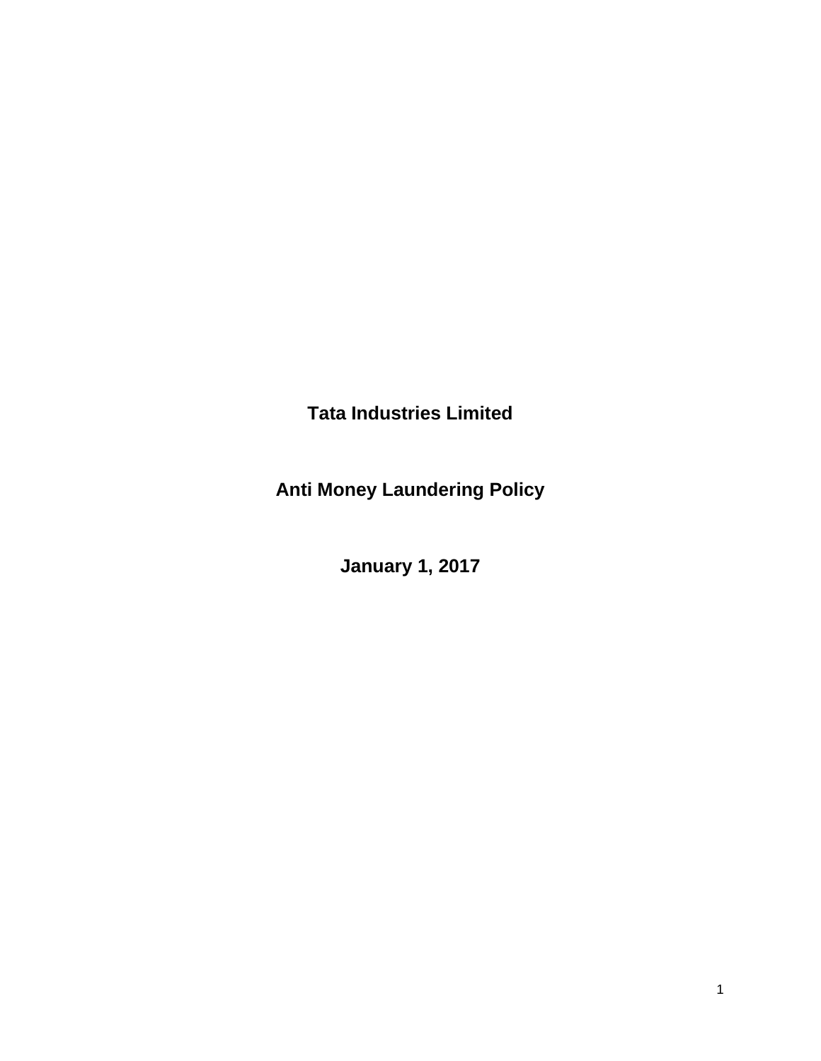# Tata Industries Limited

# Anti Money Laundering Policy

**January 1, 2017**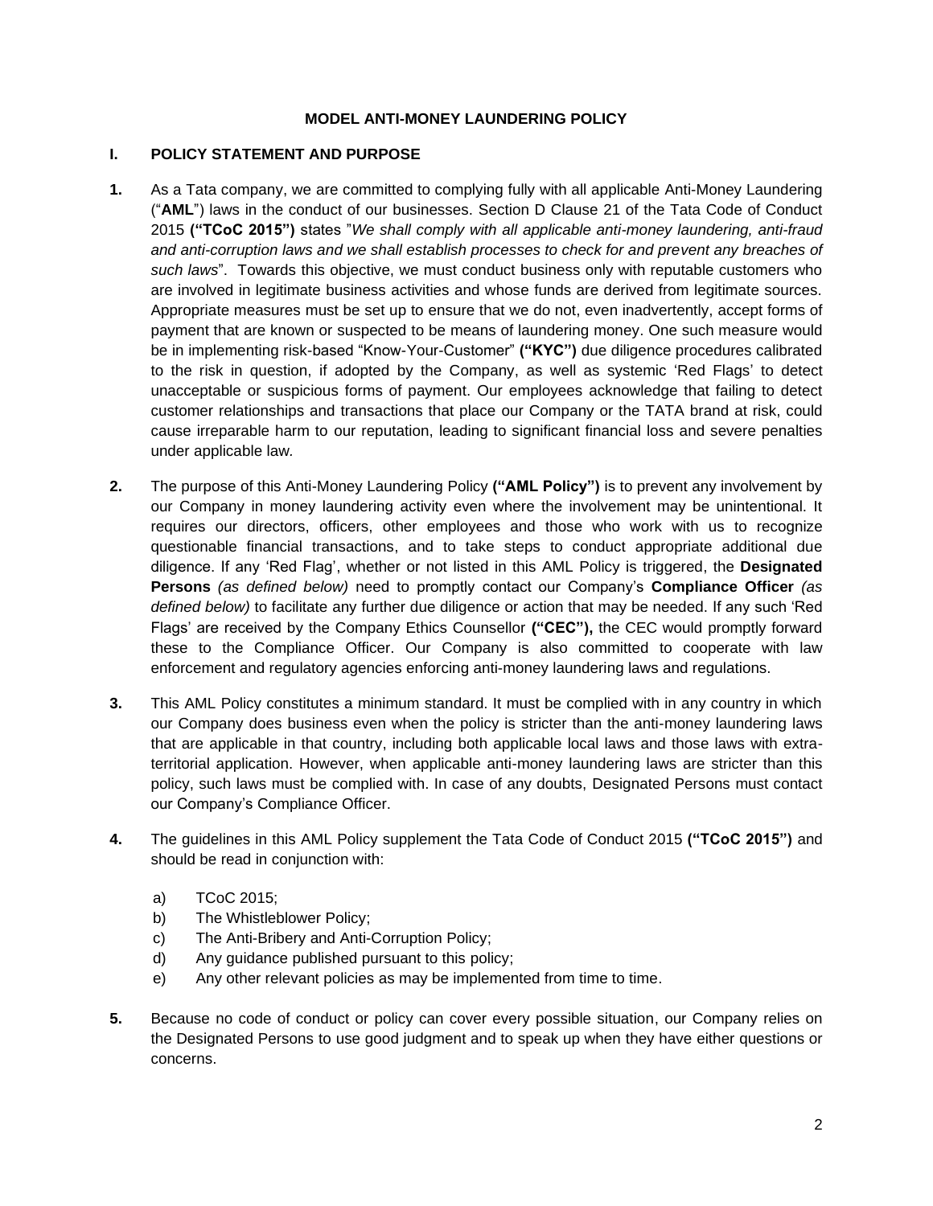# MODEL ANTI-MONEY LAUNDERING POLICY

## I. POLICY STATEMENT AND PURPOSE

**1.** As a Tata company, we are committed to complying fully with all applicable Anti-Money Laundering ("**AML**") laws in the conduct of our businesses. Section D Clause 21 of the Tata Code of Conduct 2015 **("TCoC 2015")** states "*We shall comply with all applicable anti-money laundering, anti-fraud and anti-corruption laws and we shall establish processes to check for and prevent any breaches of such laws*". Towards this objective, we must conduct business only with reputable customers who are involved in legitimate business activities and whose funds are derived from legitimate sources. Appropriate measures must be set up to ensure that we do not, even inadvertently, accept forms of payment that are known or suspected to be means of laundering money. One such measure would be in implementing risk-based "Know-Your-Customer" **("KYC")** due diligence procedures calibrated to the risk in question, if adopted by the Company, as well as systemic 'Red Flags' to detect unacceptable or suspicious forms of payment. Our employees acknowledge that failing to detect customer relationships and transactions that place our Company or the TATA brand at risk, could cause irreparable harm to our reputation, leading to significant financial loss and severe penalties under applicable law.

**2.** The purpose of this Anti-Money Laundering Policy **("AML Policy")** is to prevent any involvement by our Company in money laundering activity even where the involvement may be unintentional. It requires our directors, officers, other employees and those who work with us to recognize questionable financial transactions, and to take steps to conduct appropriate additional due diligence. If any 'Red Flag', whether or not listed in this AML Policy is triggered, the **Designated Persons** *(as defined below)* need to promptly contact our Company's **Compliance Officer** *(as defined below)* to facilitate any further due diligence or action that may be needed. If any such 'Red Flags' are received by the Company Ethics Counsellor **("CEC"),** the CEC would promptly forward these to the Compliance Officer. Our Company is also committed to cooperate with law enforcement and regulatory agencies enforcing anti-money laundering laws and regulations.

**3.** This AML Policy constitutes a minimum standard. It must be complied with in any country in which our Company does business even when the policy is stricter than the anti-money laundering laws that are applicable in that country, including both applicable local laws and those laws with extra-territorial application. However, when applicable anti-money laundering laws are stricter than this policy, such laws must be complied with. In case of any doubts, Designated Persons must contact our Company's Compliance Officer.

**4.** The guidelines in this AML Policy supplement the Tata Code of Conduct 2015 **("TCoC 2015")** and should be read in conjunction with:

a) TCoC 2015;
b) The Whistleblower Policy;
c) The Anti-Bribery and Anti-Corruption Policy;
d) Any guidance published pursuant to this policy;
e) Any other relevant policies as may be implemented from time to time.

**5.** Because no code of conduct or policy can cover every possible situation, our Company relies on the Designated Persons to use good judgment and to speak up when they have either questions or concerns.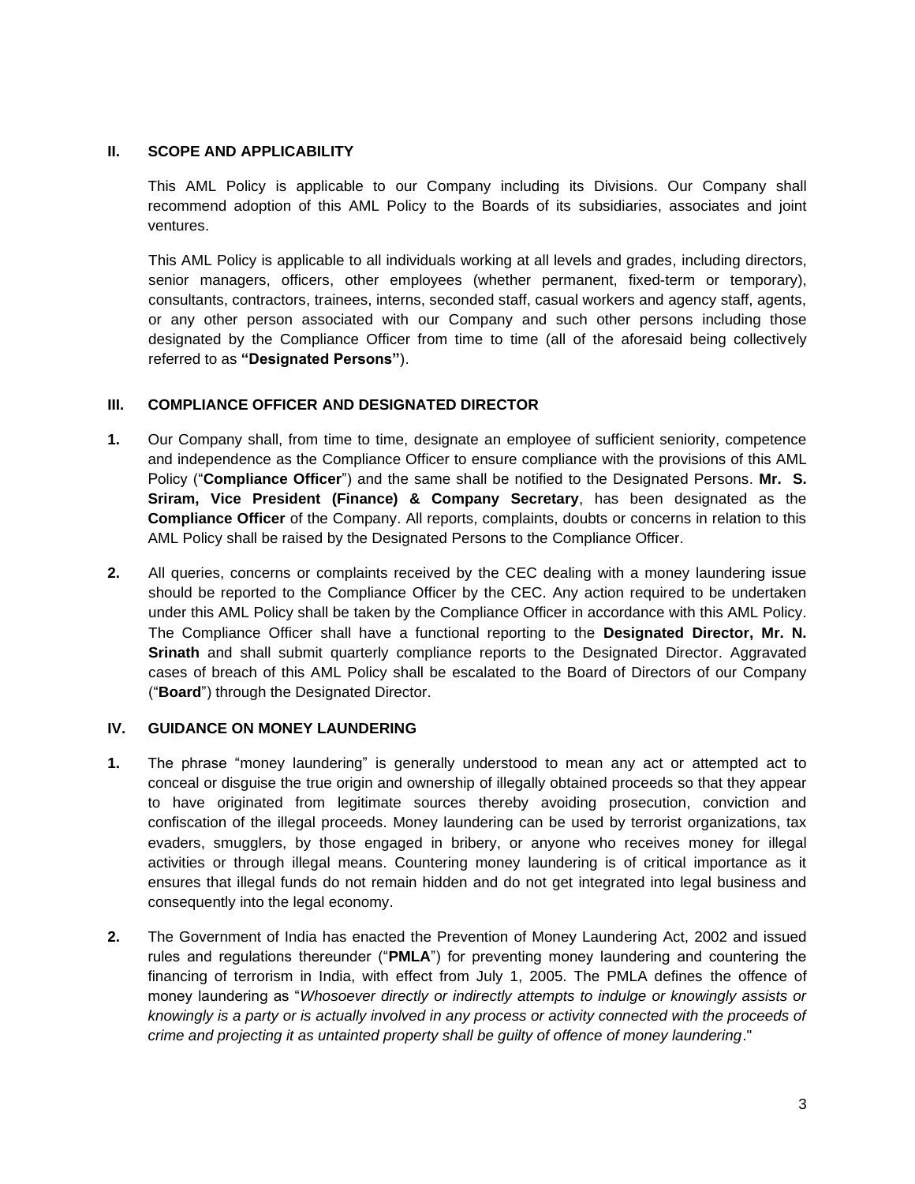## II. SCOPE AND APPLICABILITY

This AML Policy is applicable to our Company including its Divisions. Our Company shall recommend adoption of this AML Policy to the Boards of its subsidiaries, associates and joint ventures.

This AML Policy is applicable to all individuals working at all levels and grades, including directors, senior managers, officers, other employees (whether permanent, fixed-term or temporary), consultants, contractors, trainees, interns, seconded staff, casual workers and agency staff, agents, or any other person associated with our Company and such other persons including those designated by the Compliance Officer from time to time (all of the aforesaid being collectively referred to as **"Designated Persons"**).

## III. COMPLIANCE OFFICER AND DESIGNATED DIRECTOR

**1.** Our Company shall, from time to time, designate an employee of sufficient seniority, competence and independence as the Compliance Officer to ensure compliance with the provisions of this AML Policy ("**Compliance Officer**") and the same shall be notified to the Designated Persons. **Mr. S. Sriram, Vice President (Finance) & Company Secretary**, has been designated as the **Compliance Officer** of the Company. All reports, complaints, doubts or concerns in relation to this AML Policy shall be raised by the Designated Persons to the Compliance Officer.

**2.** All queries, concerns or complaints received by the CEC dealing with a money laundering issue should be reported to the Compliance Officer by the CEC. Any action required to be undertaken under this AML Policy shall be taken by the Compliance Officer in accordance with this AML Policy. The Compliance Officer shall have a functional reporting to the **Designated Director, Mr. N. Srinath** and shall submit quarterly compliance reports to the Designated Director. Aggravated cases of breach of this AML Policy shall be escalated to the Board of Directors of our Company ("**Board**") through the Designated Director.

## IV. GUIDANCE ON MONEY LAUNDERING

**1.** The phrase "money laundering" is generally understood to mean any act or attempted act to conceal or disguise the true origin and ownership of illegally obtained proceeds so that they appear to have originated from legitimate sources thereby avoiding prosecution, conviction and confiscation of the illegal proceeds. Money laundering can be used by terrorist organizations, tax evaders, smugglers, by those engaged in bribery, or anyone who receives money for illegal activities or through illegal means. Countering money laundering is of critical importance as it ensures that illegal funds do not remain hidden and do not get integrated into legal business and consequently into the legal economy.

**2.** The Government of India has enacted the Prevention of Money Laundering Act, 2002 and issued rules and regulations thereunder ("**PMLA**") for preventing money laundering and countering the financing of terrorism in India, with effect from July 1, 2005. The PMLA defines the offence of money laundering as "*Whosoever directly or indirectly attempts to indulge or knowingly assists or knowingly is a party or is actually involved in any process or activity connected with the proceeds of crime and projecting it as untainted property shall be guilty of offence of money laundering*."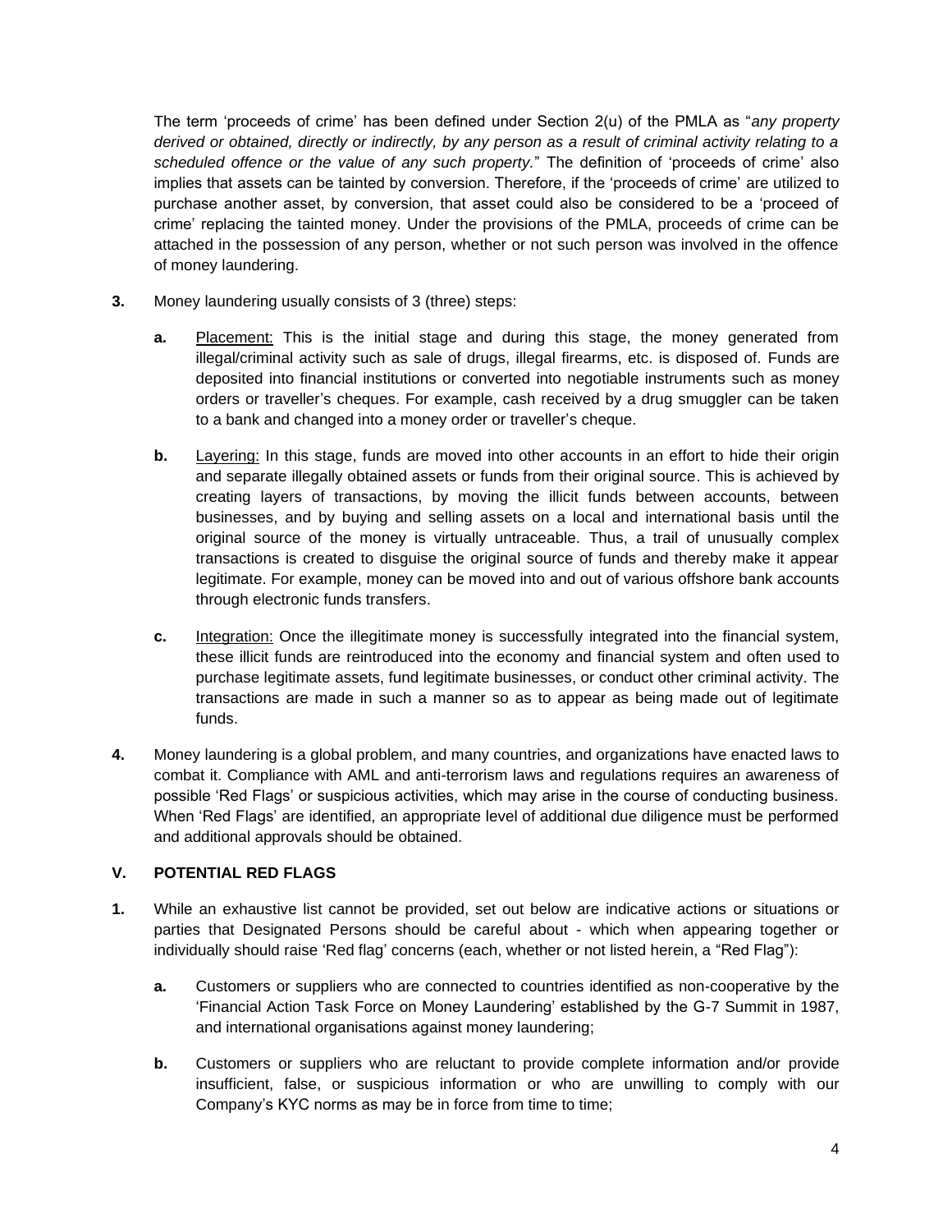The term 'proceeds of crime' has been defined under Section 2(u) of the PMLA as "*any property derived or obtained, directly or indirectly, by any person as a result of criminal activity relating to a scheduled offence or the value of any such property.*" The definition of 'proceeds of crime' also implies that assets can be tainted by conversion. Therefore, if the 'proceeds of crime' are utilized to purchase another asset, by conversion, that asset could also be considered to be a 'proceed of crime' replacing the tainted money. Under the provisions of the PMLA, proceeds of crime can be attached in the possession of any person, whether or not such person was involved in the offence of money laundering.

**3.** Money laundering usually consists of 3 (three) steps:

**a.** Placement: This is the initial stage and during this stage, the money generated from illegal/criminal activity such as sale of drugs, illegal firearms, etc. is disposed of. Funds are deposited into financial institutions or converted into negotiable instruments such as money orders or traveller's cheques. For example, cash received by a drug smuggler can be taken to a bank and changed into a money order or traveller's cheque.

**b.** Layering: In this stage, funds are moved into other accounts in an effort to hide their origin and separate illegally obtained assets or funds from their original source. This is achieved by creating layers of transactions, by moving the illicit funds between accounts, between businesses, and by buying and selling assets on a local and international basis until the original source of the money is virtually untraceable. Thus, a trail of unusually complex transactions is created to disguise the original source of funds and thereby make it appear legitimate. For example, money can be moved into and out of various offshore bank accounts through electronic funds transfers.

**c.** Integration: Once the illegitimate money is successfully integrated into the financial system, these illicit funds are reintroduced into the economy and financial system and often used to purchase legitimate assets, fund legitimate businesses, or conduct other criminal activity. The transactions are made in such a manner so as to appear as being made out of legitimate funds.

**4.** Money laundering is a global problem, and many countries, and organizations have enacted laws to combat it. Compliance with AML and anti-terrorism laws and regulations requires an awareness of possible 'Red Flags' or suspicious activities, which may arise in the course of conducting business. When 'Red Flags' are identified, an appropriate level of additional due diligence must be performed and additional approvals should be obtained.

## V. POTENTIAL RED FLAGS

**1.** While an exhaustive list cannot be provided, set out below are indicative actions or situations or parties that Designated Persons should be careful about - which when appearing together or individually should raise 'Red flag' concerns (each, whether or not listed herein, a "Red Flag"):

**a.** Customers or suppliers who are connected to countries identified as non-cooperative by the 'Financial Action Task Force on Money Laundering' established by the G-7 Summit in 1987, and international organisations against money laundering;

**b.** Customers or suppliers who are reluctant to provide complete information and/or provide insufficient, false, or suspicious information or who are unwilling to comply with our Company's KYC norms as may be in force from time to time;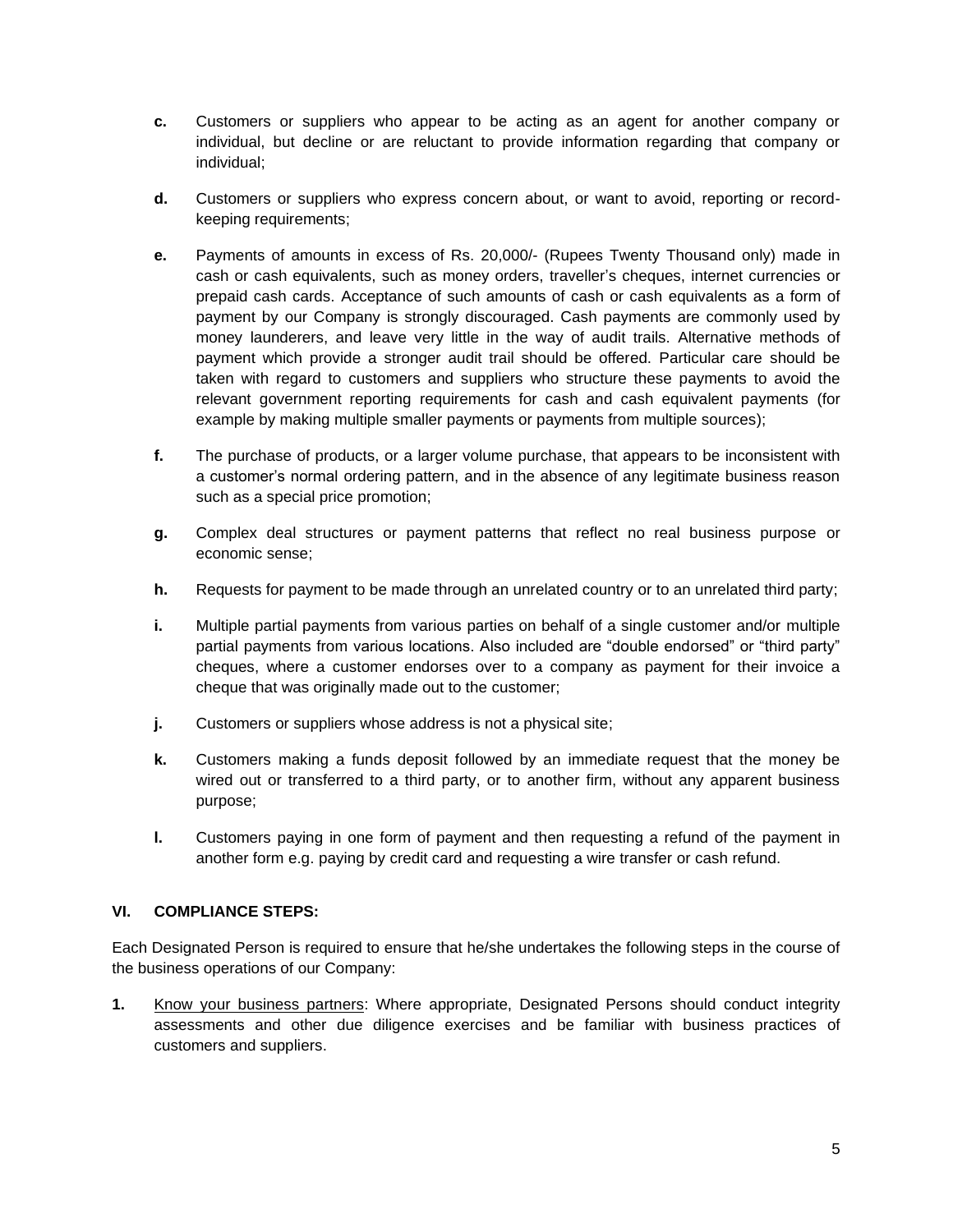**c.** Customers or suppliers who appear to be acting as an agent for another company or individual, but decline or are reluctant to provide information regarding that company or individual;

**d.** Customers or suppliers who express concern about, or want to avoid, reporting or record-keeping requirements;

**e.** Payments of amounts in excess of Rs. 20,000/- (Rupees Twenty Thousand only) made in cash or cash equivalents, such as money orders, traveller's cheques, internet currencies or prepaid cash cards. Acceptance of such amounts of cash or cash equivalents as a form of payment by our Company is strongly discouraged. Cash payments are commonly used by money launderers, and leave very little in the way of audit trails. Alternative methods of payment which provide a stronger audit trail should be offered. Particular care should be taken with regard to customers and suppliers who structure these payments to avoid the relevant government reporting requirements for cash and cash equivalent payments (for example by making multiple smaller payments or payments from multiple sources);

**f.** The purchase of products, or a larger volume purchase, that appears to be inconsistent with a customer's normal ordering pattern, and in the absence of any legitimate business reason such as a special price promotion;

**g.** Complex deal structures or payment patterns that reflect no real business purpose or economic sense;

**h.** Requests for payment to be made through an unrelated country or to an unrelated third party;

**i.** Multiple partial payments from various parties on behalf of a single customer and/or multiple partial payments from various locations. Also included are "double endorsed" or "third party" cheques, where a customer endorses over to a company as payment for their invoice a cheque that was originally made out to the customer;

**j.** Customers or suppliers whose address is not a physical site;

**k.** Customers making a funds deposit followed by an immediate request that the money be wired out or transferred to a third party, or to another firm, without any apparent business purpose;

**l.** Customers paying in one form of payment and then requesting a refund of the payment in another form e.g. paying by credit card and requesting a wire transfer or cash refund.

## VI. COMPLIANCE STEPS:

Each Designated Person is required to ensure that he/she undertakes the following steps in the course of the business operations of our Company:

**1.** Know your business partners: Where appropriate, Designated Persons should conduct integrity assessments and other due diligence exercises and be familiar with business practices of customers and suppliers.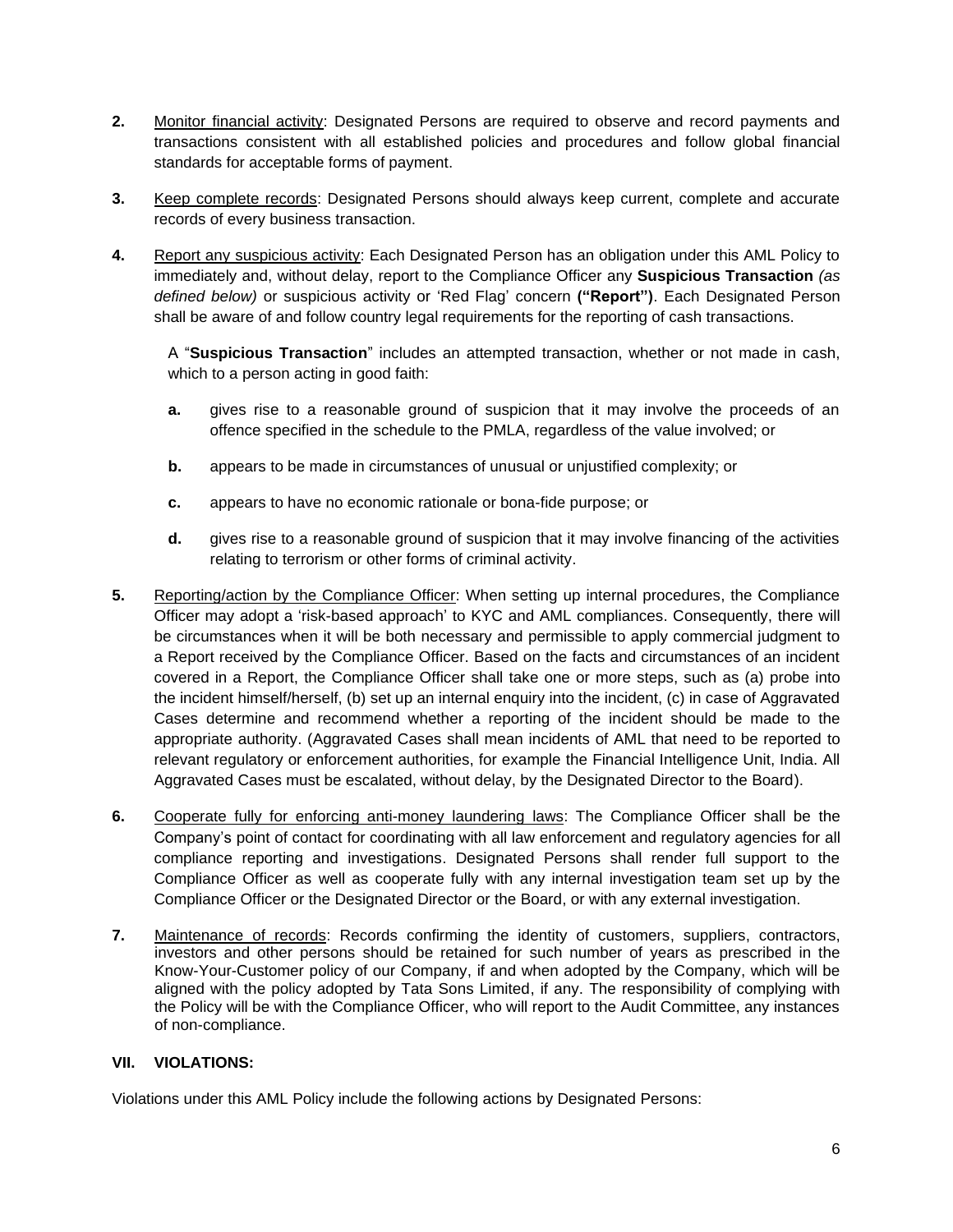2. <u>Monitor financial activity</u>: Designated Persons are required to observe and record payments and transactions consistent with all established policies and procedures and follow global financial standards for acceptable forms of payment.

3. <u>Keep complete records</u>: Designated Persons should always keep current, complete and accurate records of every business transaction.

4. <u>Report any suspicious activity</u>: Each Designated Person has an obligation under this AML Policy to immediately and, without delay, report to the Compliance Officer any **Suspicious Transaction** *(as defined below)* or suspicious activity or 'Red Flag' concern **("Report")**. Each Designated Person shall be aware of and follow country legal requirements for the reporting of cash transactions.

   A "**Suspicious Transaction**" includes an attempted transaction, whether or not made in cash, which to a person acting in good faith:

   **a.** gives rise to a reasonable ground of suspicion that it may involve the proceeds of an offence specified in the schedule to the PMLA, regardless of the value involved; or

   **b.** appears to be made in circumstances of unusual or unjustified complexity; or

   **c.** appears to have no economic rationale or bona-fide purpose; or

   **d.** gives rise to a reasonable ground of suspicion that it may involve financing of the activities relating to terrorism or other forms of criminal activity.

5. <u>Reporting/action by the Compliance Officer</u>: When setting up internal procedures, the Compliance Officer may adopt a 'risk-based approach' to KYC and AML compliances. Consequently, there will be circumstances when it will be both necessary and permissible to apply commercial judgment to a Report received by the Compliance Officer. Based on the facts and circumstances of an incident covered in a Report, the Compliance Officer shall take one or more steps, such as (a) probe into the incident himself/herself, (b) set up an internal enquiry into the incident, (c) in case of Aggravated Cases determine and recommend whether a reporting of the incident should be made to the appropriate authority. (Aggravated Cases shall mean incidents of AML that need to be reported to relevant regulatory or enforcement authorities, for example the Financial Intelligence Unit, India. All Aggravated Cases must be escalated, without delay, by the Designated Director to the Board).

6. <u>Cooperate fully for enforcing anti-money laundering laws</u>: The Compliance Officer shall be the Company's point of contact for coordinating with all law enforcement and regulatory agencies for all compliance reporting and investigations. Designated Persons shall render full support to the Compliance Officer as well as cooperate fully with any internal investigation team set up by the Compliance Officer or the Designated Director or the Board, or with any external investigation.

7. <u>Maintenance of records</u>: Records confirming the identity of customers, suppliers, contractors, investors and other persons should be retained for such number of years as prescribed in the Know-Your-Customer policy of our Company, if and when adopted by the Company, which will be aligned with the policy adopted by Tata Sons Limited, if any. The responsibility of complying with the Policy will be with the Compliance Officer, who will report to the Audit Committee, any instances of non-compliance.

## VII. VIOLATIONS:

Violations under this AML Policy include the following actions by Designated Persons: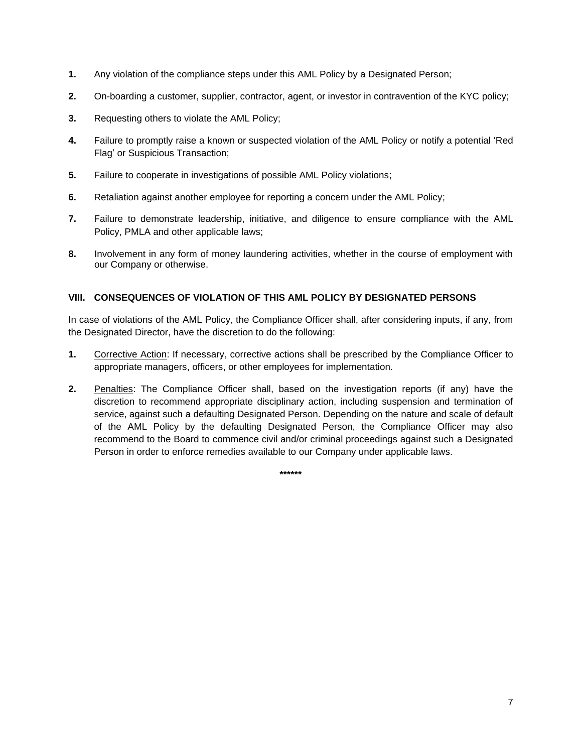1. Any violation of the compliance steps under this AML Policy by a Designated Person;
2. On-boarding a customer, supplier, contractor, agent, or investor in contravention of the KYC policy;
3. Requesting others to violate the AML Policy;
4. Failure to promptly raise a known or suspected violation of the AML Policy or notify a potential 'Red Flag' or Suspicious Transaction;
5. Failure to cooperate in investigations of possible AML Policy violations;
6. Retaliation against another employee for reporting a concern under the AML Policy;
7. Failure to demonstrate leadership, initiative, and diligence to ensure compliance with the AML Policy, PMLA and other applicable laws;
8. Involvement in any form of money laundering activities, whether in the course of employment with our Company or otherwise.

## VIII. CONSEQUENCES OF VIOLATION OF THIS AML POLICY BY DESIGNATED PERSONS

In case of violations of the AML Policy, the Compliance Officer shall, after considering inputs, if any, from the Designated Director, have the discretion to do the following:

1. Corrective Action: If necessary, corrective actions shall be prescribed by the Compliance Officer to appropriate managers, officers, or other employees for implementation.
2. Penalties: The Compliance Officer shall, based on the investigation reports (if any) have the discretion to recommend appropriate disciplinary action, including suspension and termination of service, against such a defaulting Designated Person. Depending on the nature and scale of default of the AML Policy by the defaulting Designated Person, the Compliance Officer may also recommend to the Board to commence civil and/or criminal proceedings against such a Designated Person in order to enforce remedies available to our Company under applicable laws.

******